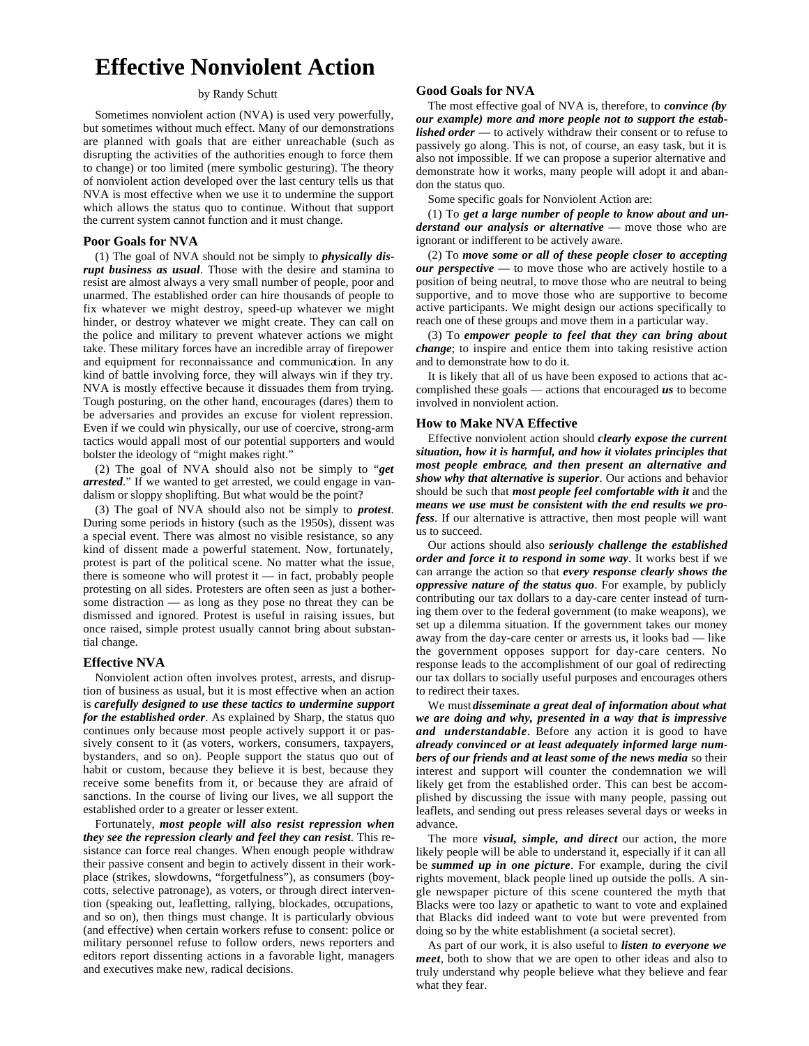# Effective Nonviolent Action

by Randy Schutt

Sometimes nonviolent action (NVA) is used very powerfully, but sometimes without much effect. Many of our demonstrations are planned with goals that are either unreachable (such as disrupting the activities of the authorities enough to force them to change) or too limited (mere symbolic gesturing). The theory of nonviolent action developed over the last century tells us that NVA is most effective when we use it to undermine the support which allows the status quo to continue. Without that support the current system cannot function and it must change.

## Poor Goals for NVA

(1) The goal of NVA should not be simply to ***physically disrupt business as usual***. Those with the desire and stamina to resist are almost always a very small number of people, poor and unarmed. The established order can hire thousands of people to fix whatever we might destroy, speed-up whatever we might hinder, or destroy whatever we might create. They can call on the police and military to prevent whatever actions we might take. These military forces have an incredible array of firepower and equipment for reconnaissance and communication. In any kind of battle involving force, they will always win if they try. NVA is mostly effective because it dissuades them from trying. Tough posturing, on the other hand, encourages (dares) them to be adversaries and provides an excuse for violent repression. Even if we could win physically, our use of coercive, strong-arm tactics would appall most of our potential supporters and would bolster the ideology of "might makes right."

(2) The goal of NVA should also not be simply to "***get arrested***." If we wanted to get arrested, we could engage in vandalism or sloppy shoplifting. But what would be the point?

(3) The goal of NVA should also not be simply to ***protest***. During some periods in history (such as the 1950s), dissent was a special event. There was almost no visible resistance, so any kind of dissent made a powerful statement. Now, fortunately, protest is part of the political scene. No matter what the issue, there is someone who will protest it — in fact, probably people protesting on all sides. Protesters are often seen as just a bothersome distraction — as long as they pose no threat they can be dismissed and ignored. Protest is useful in raising issues, but once raised, simple protest usually cannot bring about substantial change.

## Effective NVA

Nonviolent action often involves protest, arrests, and disruption of business as usual, but it is most effective when an action is ***carefully designed to use these tactics to undermine support for the established order***. As explained by Sharp, the status quo continues only because most people actively support it or passively consent to it (as voters, workers, consumers, taxpayers, bystanders, and so on). People support the status quo out of habit or custom, because they believe it is best, because they receive some benefits from it, or because they are afraid of sanctions. In the course of living our lives, we all support the established order to a greater or lesser extent.

Fortunately, ***most people will also resist repression when they see the repression clearly and feel they can resist***. This resistance can force real changes. When enough people withdraw their passive consent and begin to actively dissent in their workplace (strikes, slowdowns, "forgetfulness"), as consumers (boycotts, selective patronage), as voters, or through direct intervention (speaking out, leafletting, rallying, blockades, occupations, and so on), then things must change. It is particularly obvious (and effective) when certain workers refuse to consent: police or military personnel refuse to follow orders, news reporters and editors report dissenting actions in a favorable light, managers and executives make new, radical decisions.

## Good Goals for NVA

The most effective goal of NVA is, therefore, to ***convince (by our example) more and more people not to support the established order*** — to actively withdraw their consent or to refuse to passively go along. This is not, of course, an easy task, but it is also not impossible. If we can propose a superior alternative and demonstrate how it works, many people will adopt it and abandon the status quo.

Some specific goals for Nonviolent Action are:

(1) To ***get a large number of people to know about and understand our analysis or alternative*** — move those who are ignorant or indifferent to be actively aware.

(2) To ***move some or all of these people closer to accepting our perspective*** — to move those who are actively hostile to a position of being neutral, to move those who are neutral to being supportive, and to move those who are supportive to become active participants. We might design our actions specifically to reach one of these groups and move them in a particular way.

(3) To ***empower people to feel that they can bring about change***; to inspire and entice them into taking resistive action and to demonstrate how to do it.

It is likely that all of us have been exposed to actions that accomplished these goals — actions that encouraged ***us*** to become involved in nonviolent action.

## How to Make NVA Effective

Effective nonviolent action should ***clearly expose the current situation, how it is harmful, and how it violates principles that most people embrace, and then present an alternative and show why that alternative is superior***. Our actions and behavior should be such that ***most people feel comfortable with it*** and the ***means we use must be consistent with the end results we profess***. If our alternative is attractive, then most people will want us to succeed.

Our actions should also ***seriously challenge the established order and force it to respond in some way***. It works best if we can arrange the action so that ***every response clearly shows the oppressive nature of the status quo***. For example, by publicly contributing our tax dollars to a day-care center instead of turning them over to the federal government (to make weapons), we set up a dilemma situation. If the government takes our money away from the day-care center or arrests us, it looks bad — like the government opposes support for day-care centers. No response leads to the accomplishment of our goal of redirecting our tax dollars to socially useful purposes and encourages others to redirect their taxes.

We must ***disseminate a great deal of information about what we are doing and why, presented in a way that is impressive and understandable***. Before any action it is good to have ***already convinced or at least adequately informed large numbers of our friends and at least some of the news media*** so their interest and support will counter the condemnation we will likely get from the established order. This can best be accomplished by discussing the issue with many people, passing out leaflets, and sending out press releases several days or weeks in advance.

The more ***visual, simple, and direct*** our action, the more likely people will be able to understand it, especially if it can all be ***summed up in one picture***. For example, during the civil rights movement, black people lined up outside the polls. A single newspaper picture of this scene countered the myth that Blacks were too lazy or apathetic to want to vote and explained that Blacks did indeed want to vote but were prevented from doing so by the white establishment (a societal secret).

As part of our work, it is also useful to ***listen to everyone we meet***, both to show that we are open to other ideas and also to truly understand why people believe what they believe and fear what they fear.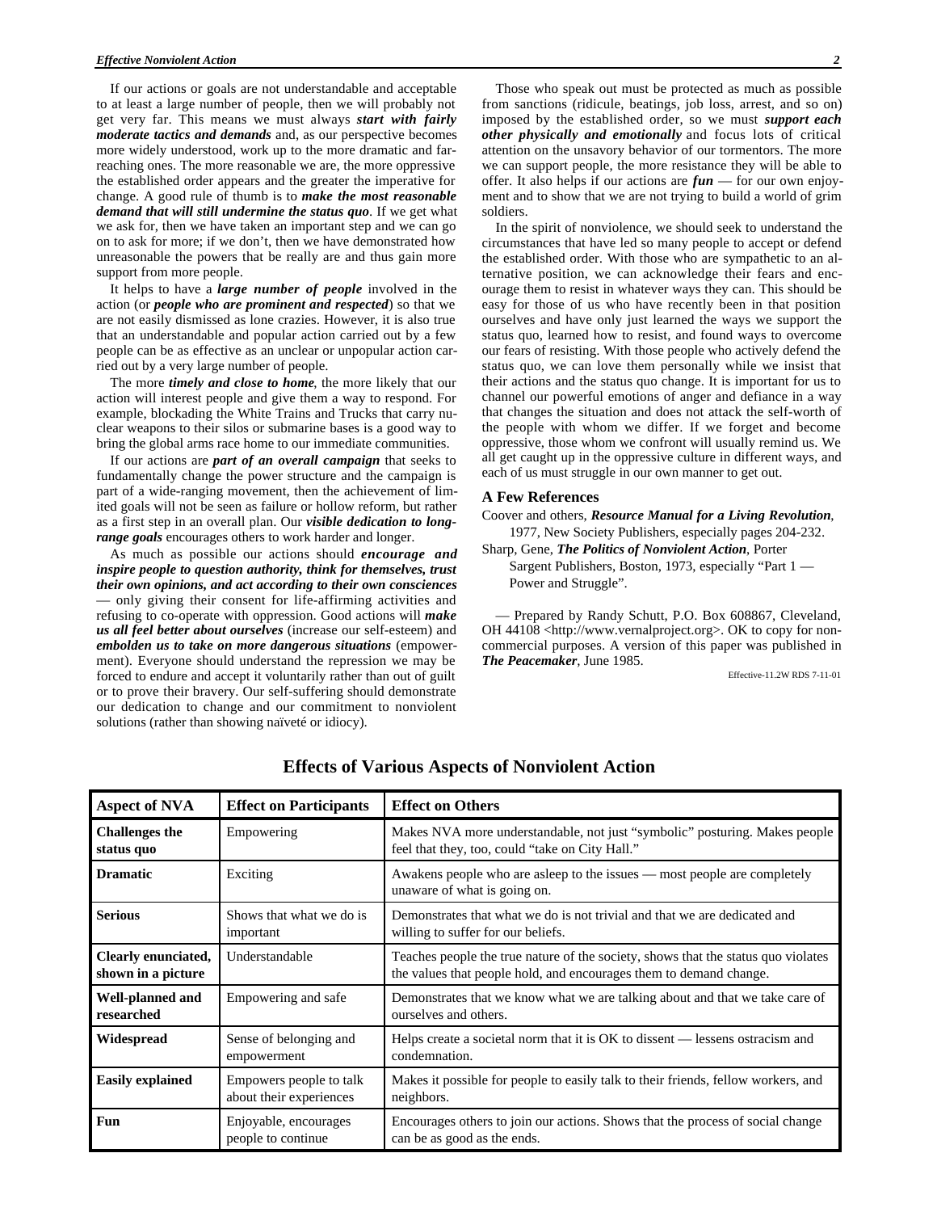If our actions or goals are not understandable and acceptable to at least a large number of people, then we will probably not get very far. This means we must always ***start with fairly moderate tactics and demands*** and, as our perspective becomes more widely understood, work up to the more dramatic and far-reaching ones. The more reasonable we are, the more oppressive the established order appears and the greater the imperative for change. A good rule of thumb is to ***make the most reasonable demand that will still undermine the status quo***. If we get what we ask for, then we have taken an important step and we can go on to ask for more; if we don't, then we have demonstrated how unreasonable the powers that be really are and thus gain more support from more people.

It helps to have a ***large number of people*** involved in the action (or ***people who are prominent and respected***) so that we are not easily dismissed as lone crazies. However, it is also true that an understandable and popular action carried out by a few people can be as effective as an unclear or unpopular action carried out by a very large number of people.

The more ***timely and close to home***, the more likely that our action will interest people and give them a way to respond. For example, blockading the White Trains and Trucks that carry nuclear weapons to their silos or submarine bases is a good way to bring the global arms race home to our immediate communities.

If our actions are ***part of an overall campaign*** that seeks to fundamentally change the power structure and the campaign is part of a wide-ranging movement, then the achievement of limited goals will not be seen as failure or hollow reform, but rather as a first step in an overall plan. Our ***visible dedication to long-range goals*** encourages others to work harder and longer.

As much as possible our actions should ***encourage and inspire people to question authority, think for themselves, trust their own opinions, and act according to their own consciences*** — only giving their consent for life-affirming activities and refusing to co-operate with oppression. Good actions will ***make us all feel better about ourselves*** (increase our self-esteem) and ***embolden us to take on more dangerous situations*** (empowerment). Everyone should understand the repression we may be forced to endure and accept it voluntarily rather than out of guilt or to prove their bravery. Our self-suffering should demonstrate our dedication to change and our commitment to nonviolent solutions (rather than showing naïveté or idiocy).

Those who speak out must be protected as much as possible from sanctions (ridicule, beatings, job loss, arrest, and so on) imposed by the established order, so we must ***support each other physically and emotionally*** and focus lots of critical attention on the unsavory behavior of our tormentors. The more we can support people, the more resistance they will be able to offer. It also helps if our actions are ***fun*** — for our own enjoyment and to show that we are not trying to build a world of grim soldiers.

In the spirit of nonviolence, we should seek to understand the circumstances that have led so many people to accept or defend the established order. With those who are sympathetic to an alternative position, we can acknowledge their fears and encourage them to resist in whatever ways they can. This should be easy for those of us who have recently been in that position ourselves and have only just learned the ways we support the status quo, learned how to resist, and found ways to overcome our fears of resisting. With those people who actively defend the status quo, we can love them personally while we insist that their actions and the status quo change. It is important for us to channel our powerful emotions of anger and defiance in a way that changes the situation and does not attack the self-worth of the people with whom we differ. If we forget and become oppressive, those whom we confront will usually remind us. We all get caught up in the oppressive culture in different ways, and each of us must struggle in our own manner to get out.

### A Few References

Coover and others, ***Resource Manual for a Living Revolution***, 1977, New Society Publishers, especially pages 204-232.

Sharp, Gene, ***The Politics of Nonviolent Action***, Porter Sargent Publishers, Boston, 1973, especially "Part 1 — Power and Struggle".

— Prepared by Randy Schutt, P.O. Box 608867, Cleveland, OH 44108 <http://www.vernalproject.org>. OK to copy for non-commercial purposes. A version of this paper was published in ***The Peacemaker***, June 1985.

Effective-11.2W RDS 7-11-01

## Effects of Various Aspects of Nonviolent Action

| Aspect of NVA | Effect on Participants | Effect on Others |
|---|---|---|
| **Challenges the status quo** | Empowering | Makes NVA more understandable, not just "symbolic" posturing. Makes people feel that they, too, could "take on City Hall." |
| **Dramatic** | Exciting | Awakens people who are asleep to the issues — most people are completely unaware of what is going on. |
| **Serious** | Shows that what we do is important | Demonstrates that what we do is not trivial and that we are dedicated and willing to suffer for our beliefs. |
| **Clearly enunciated, shown in a picture** | Understandable | Teaches people the true nature of the society, shows that the status quo violates the values that people hold, and encourages them to demand change. |
| **Well-planned and researched** | Empowering and safe | Demonstrates that we know what we are talking about and that we take care of ourselves and others. |
| **Widespread** | Sense of belonging and empowerment | Helps create a societal norm that it is OK to dissent — lessens ostracism and condemnation. |
| **Easily explained** | Empowers people to talk about their experiences | Makes it possible for people to easily talk to their friends, fellow workers, and neighbors. |
| **Fun** | Enjoyable, encourages people to continue | Encourages others to join our actions. Shows that the process of social change can be as good as the ends. |